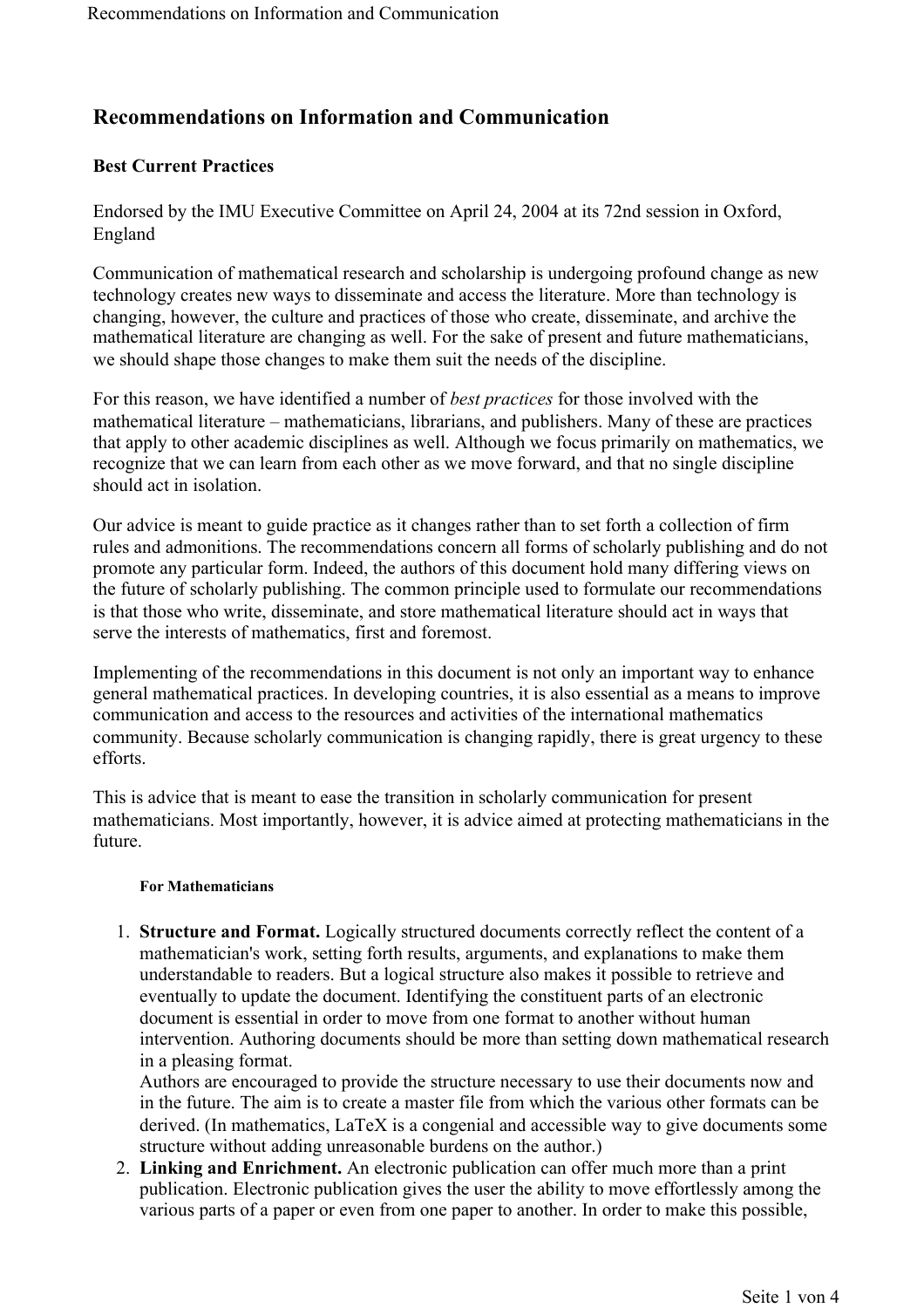# Recommendations on Information and Communication

### Best Current Practices

Endorsed by the IMU Executive Committee on April 24, 2004 at its 72nd session in Oxford, England

Communication of mathematical research and scholarship is undergoing profound change as new technology creates new ways to disseminate and access the literature. More than technology is changing, however, the culture and practices of those who create, disseminate, and archive the mathematical literature are changing as well. For the sake of present and future mathematicians, we should shape those changes to make them suit the needs of the discipline.

For this reason, we have identified a number of *best practices* for those involved with the mathematical literature – mathematicians, librarians, and publishers. Many of these are practices that apply to other academic disciplines as well. Although we focus primarily on mathematics, we recognize that we can learn from each other as we move forward, and that no single discipline should act in isolation.

Our advice is meant to guide practice as it changes rather than to set forth a collection of firm rules and admonitions. The recommendations concern all forms of scholarly publishing and do not promote any particular form. Indeed, the authors of this document hold many differing views on the future of scholarly publishing. The common principle used to formulate our recommendations is that those who write, disseminate, and store mathematical literature should act in ways that serve the interests of mathematics, first and foremost.

Implementing of the recommendations in this document is not only an important way to enhance general mathematical practices. In developing countries, it is also essential as a means to improve communication and access to the resources and activities of the international mathematics community. Because scholarly communication is changing rapidly, there is great urgency to these efforts.

This is advice that is meant to ease the transition in scholarly communication for present mathematicians. Most importantly, however, it is advice aimed at protecting mathematicians in the future.

#### For Mathematicians

1. **Structure and Format.** Logically structured documents correctly reflect the content of a mathematician's work, setting forth results, arguments, and explanations to make them understandable to readers. But a logical structure also makes it possible to retrieve and eventually to update the document. Identifying the constituent parts of an electronic document is essential in order to move from one format to another without human intervention. Authoring documents should be more than setting down mathematical research in a pleasing format.
   Authors are encouraged to provide the structure necessary to use their documents now and in the future. The aim is to create a master file from which the various other formats can be derived. (In mathematics, LaTeX is a congenial and accessible way to give documents some structure without adding unreasonable burdens on the author.)
2. **Linking and Enrichment.** An electronic publication can offer much more than a print publication. Electronic publication gives the user the ability to move effortlessly among the various parts of a paper or even from one paper to another. In order to make this possible,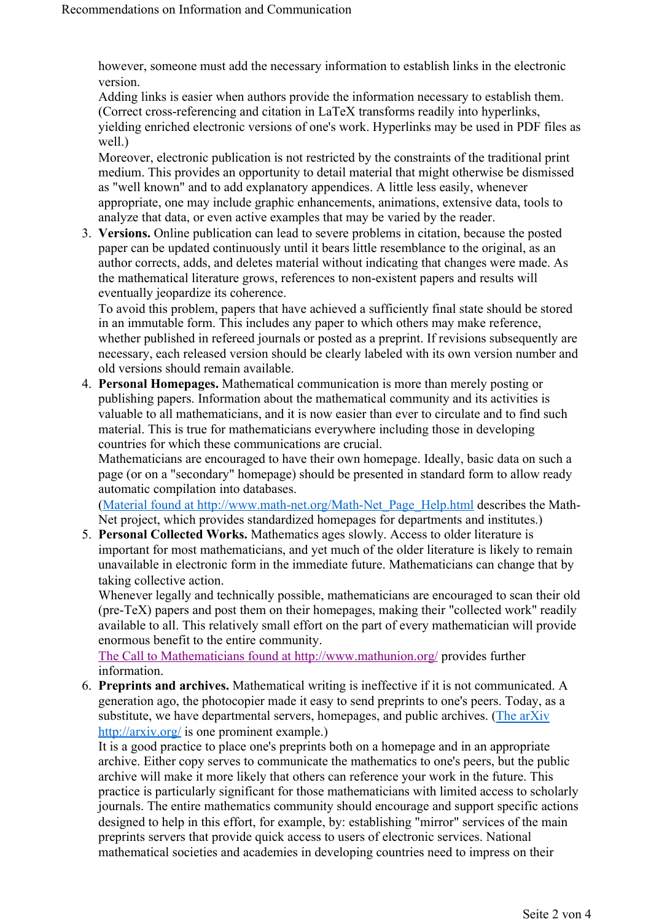however, someone must add the necessary information to establish links in the electronic version.

Adding links is easier when authors provide the information necessary to establish them. (Correct cross-referencing and citation in LaTeX transforms readily into hyperlinks, yielding enriched electronic versions of one's work. Hyperlinks may be used in PDF files as well.)

Moreover, electronic publication is not restricted by the constraints of the traditional print medium. This provides an opportunity to detail material that might otherwise be dismissed as "well known" and to add explanatory appendices. A little less easily, whenever appropriate, one may include graphic enhancements, animations, extensive data, tools to analyze that data, or even active examples that may be varied by the reader.

3. **Versions.** Online publication can lead to severe problems in citation, because the posted paper can be updated continuously until it bears little resemblance to the original, as an author corrects, adds, and deletes material without indicating that changes were made. As the mathematical literature grows, references to non-existent papers and results will eventually jeopardize its coherence.

   To avoid this problem, papers that have achieved a sufficiently final state should be stored in an immutable form. This includes any paper to which others may make reference, whether published in refereed journals or posted as a preprint. If revisions subsequently are necessary, each released version should be clearly labeled with its own version number and old versions should remain available.

4. **Personal Homepages.** Mathematical communication is more than merely posting or publishing papers. Information about the mathematical community and its activities is valuable to all mathematicians, and it is now easier than ever to circulate and to find such material. This is true for mathematicians everywhere including those in developing countries for which these communications are crucial.

   Mathematicians are encouraged to have their own homepage. Ideally, basic data on such a page (or on a "secondary" homepage) should be presented in standard form to allow ready automatic compilation into databases.

   (Material found at http://www.math-net.org/Math-Net_Page_Help.html describes the Math-Net project, which provides standardized homepages for departments and institutes.)

5. **Personal Collected Works.** Mathematics ages slowly. Access to older literature is important for most mathematicians, and yet much of the older literature is likely to remain unavailable in electronic form in the immediate future. Mathematicians can change that by taking collective action.

   Whenever legally and technically possible, mathematicians are encouraged to scan their old (pre-TeX) papers and post them on their homepages, making their "collected work" readily available to all. This relatively small effort on the part of every mathematician will provide enormous benefit to the entire community.

   The Call to Mathematicians found at http://www.mathunion.org/ provides further information.

6. **Preprints and archives.** Mathematical writing is ineffective if it is not communicated. A generation ago, the photocopier made it easy to send preprints to one's peers. Today, as a substitute, we have departmental servers, homepages, and public archives. (The arXiv http://arxiv.org/ is one prominent example.)

   It is a good practice to place one's preprints both on a homepage and in an appropriate archive. Either copy serves to communicate the mathematics to one's peers, but the public archive will make it more likely that others can reference your work in the future. This practice is particularly significant for those mathematicians with limited access to scholarly journals. The entire mathematics community should encourage and support specific actions designed to help in this effort, for example, by: establishing "mirror" services of the main preprints servers that provide quick access to users of electronic services. National mathematical societies and academies in developing countries need to impress on their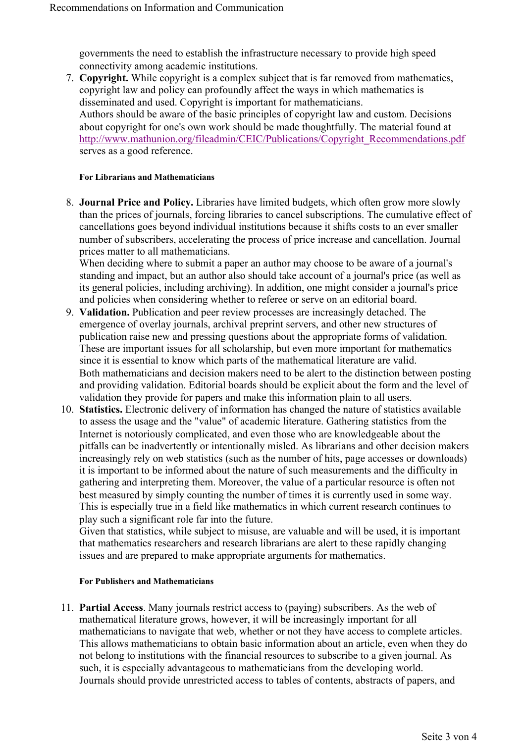governments the need to establish the infrastructure necessary to provide high speed connectivity among academic institutions.

7. **Copyright.** While copyright is a complex subject that is far removed from mathematics, copyright law and policy can profoundly affect the ways in which mathematics is disseminated and used. Copyright is important for mathematicians.
   Authors should be aware of the basic principles of copyright law and custom. Decisions about copyright for one's own work should be made thoughtfully. The material found at [http://www.mathunion.org/fileadmin/CEIC/Publications/Copyright_Recommendations.pdf](http://www.mathunion.org/fileadmin/CEIC/Publications/Copyright_Recommendations.pdf) serves as a good reference.

#### For Librarians and Mathematicians

8. **Journal Price and Policy.** Libraries have limited budgets, which often grow more slowly than the prices of journals, forcing libraries to cancel subscriptions. The cumulative effect of cancellations goes beyond individual institutions because it shifts costs to an ever smaller number of subscribers, accelerating the process of price increase and cancellation. Journal prices matter to all mathematicians.
   When deciding where to submit a paper an author may choose to be aware of a journal's standing and impact, but an author also should take account of a journal's price (as well as its general policies, including archiving). In addition, one might consider a journal's price and policies when considering whether to referee or serve on an editorial board.
9. **Validation.** Publication and peer review processes are increasingly detached. The emergence of overlay journals, archival preprint servers, and other new structures of publication raise new and pressing questions about the appropriate forms of validation. These are important issues for all scholarship, but even more important for mathematics since it is essential to know which parts of the mathematical literature are valid.
   Both mathematicians and decision makers need to be alert to the distinction between posting and providing validation. Editorial boards should be explicit about the form and the level of validation they provide for papers and make this information plain to all users.
10. **Statistics.** Electronic delivery of information has changed the nature of statistics available to assess the usage and the "value" of academic literature. Gathering statistics from the Internet is notoriously complicated, and even those who are knowledgeable about the pitfalls can be inadvertently or intentionally misled. As librarians and other decision makers increasingly rely on web statistics (such as the number of hits, page accesses or downloads) it is important to be informed about the nature of such measurements and the difficulty in gathering and interpreting them. Moreover, the value of a particular resource is often not best measured by simply counting the number of times it is currently used in some way. This is especially true in a field like mathematics in which current research continues to play such a significant role far into the future.
    Given that statistics, while subject to misuse, are valuable and will be used, it is important that mathematics researchers and research librarians are alert to these rapidly changing issues and are prepared to make appropriate arguments for mathematics.

#### For Publishers and Mathematicians

11. **Partial Access**. Many journals restrict access to (paying) subscribers. As the web of mathematical literature grows, however, it will be increasingly important for all mathematicians to navigate that web, whether or not they have access to complete articles. This allows mathematicians to obtain basic information about an article, even when they do not belong to institutions with the financial resources to subscribe to a given journal. As such, it is especially advantageous to mathematicians from the developing world.
    Journals should provide unrestricted access to tables of contents, abstracts of papers, and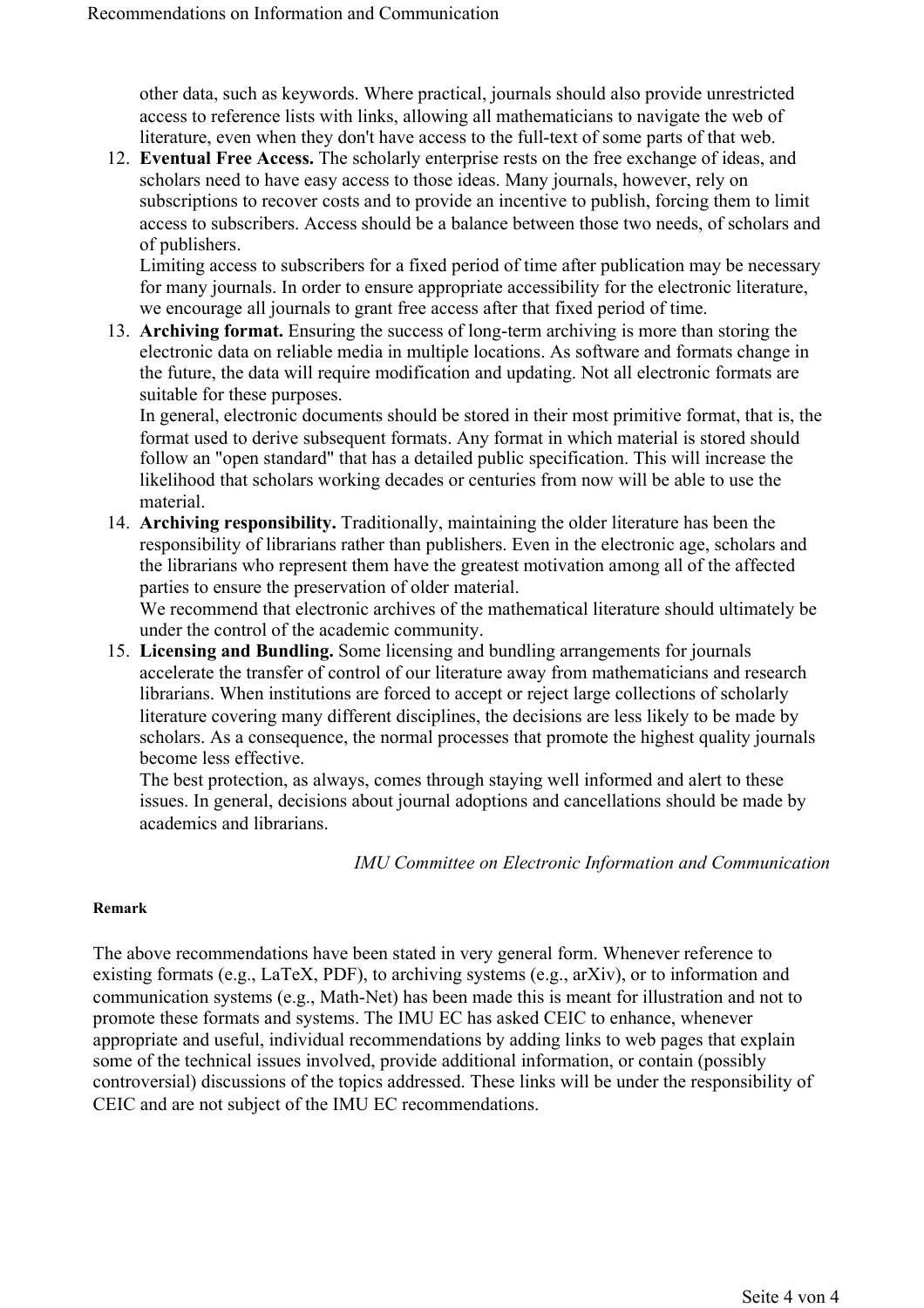other data, such as keywords. Where practical, journals should also provide unrestricted access to reference lists with links, allowing all mathematicians to navigate the web of literature, even when they don't have access to the full-text of some parts of that web.

12. **Eventual Free Access.** The scholarly enterprise rests on the free exchange of ideas, and scholars need to have easy access to those ideas. Many journals, however, rely on subscriptions to recover costs and to provide an incentive to publish, forcing them to limit access to subscribers. Access should be a balance between those two needs, of scholars and of publishers.
    Limiting access to subscribers for a fixed period of time after publication may be necessary for many journals. In order to ensure appropriate accessibility for the electronic literature, we encourage all journals to grant free access after that fixed period of time.
13. **Archiving format.** Ensuring the success of long-term archiving is more than storing the electronic data on reliable media in multiple locations. As software and formats change in the future, the data will require modification and updating. Not all electronic formats are suitable for these purposes.
    In general, electronic documents should be stored in their most primitive format, that is, the format used to derive subsequent formats. Any format in which material is stored should follow an "open standard" that has a detailed public specification. This will increase the likelihood that scholars working decades or centuries from now will be able to use the material.
14. **Archiving responsibility.** Traditionally, maintaining the older literature has been the responsibility of librarians rather than publishers. Even in the electronic age, scholars and the librarians who represent them have the greatest motivation among all of the affected parties to ensure the preservation of older material.
    We recommend that electronic archives of the mathematical literature should ultimately be under the control of the academic community.
15. **Licensing and Bundling.** Some licensing and bundling arrangements for journals accelerate the transfer of control of our literature away from mathematicians and research librarians. When institutions are forced to accept or reject large collections of scholarly literature covering many different disciplines, the decisions are less likely to be made by scholars. As a consequence, the normal processes that promote the highest quality journals become less effective.
    The best protection, as always, comes through staying well informed and alert to these issues. In general, decisions about journal adoptions and cancellations should be made by academics and librarians.

*IMU Committee on Electronic Information and Communication*

**Remark**

The above recommendations have been stated in very general form. Whenever reference to existing formats (e.g., LaTeX, PDF), to archiving systems (e.g., arXiv), or to information and communication systems (e.g., Math-Net) has been made this is meant for illustration and not to promote these formats and systems. The IMU EC has asked CEIC to enhance, whenever appropriate and useful, individual recommendations by adding links to web pages that explain some of the technical issues involved, provide additional information, or contain (possibly controversial) discussions of the topics addressed. These links will be under the responsibility of CEIC and are not subject of the IMU EC recommendations.